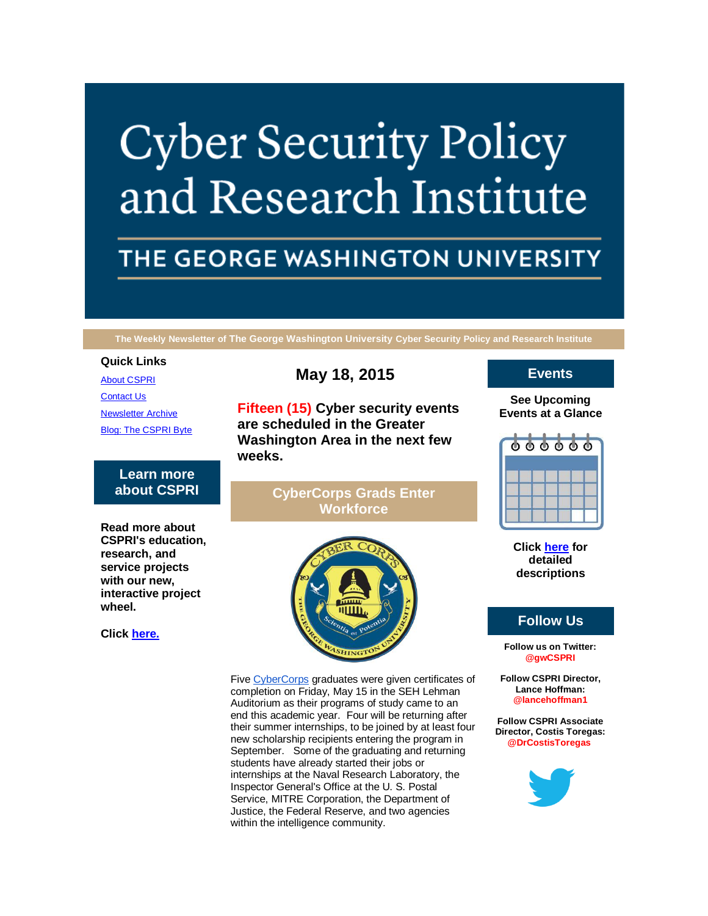# Cyber Security Policy and Research Institute

## THE GEORGE WASHINGTON UNIVERSITY

The Weekly Newsletter of The George Washington University Cyber Security Policy and Research Institute

### Quick Links

About CSPRI

Contact Us

Newsletter Archive

Blog: The CSPRI Byte

### Learn more about CSPRI

**Read more about CSPRI's education, research, and service projects with our new, interactive project wheel.**

**Click here.**

## May 18, 2015

**Fifteen (15) Cyber security events are scheduled in the Greater Washington Area in the next few weeks.**

### CyberCorps Grads Enter Workforce

Five CyberCorps graduates were given certificates of completion on Friday, May 15 in the SEH Lehman Auditorium as their programs of study came to an end this academic year. Four will be returning after their summer internships, to be joined by at least four new scholarship recipients entering the program in September. Some of the graduating and returning students have already started their jobs or internships at the Naval Research Laboratory, the Inspector General's Office at the U. S. Postal Service, MITRE Corporation, the Department of Justice, the Federal Reserve, and two agencies within the intelligence community.

### Events

**See Upcoming Events at a Glance**

**Click here for detailed descriptions**

### Follow Us

**Follow us on Twitter: @gwCSPRI**

**Follow CSPRI Director, Lance Hoffman: @lancehoffman1**

**Follow CSPRI Associate Director, Costis Toregas: @DrCostisToregas**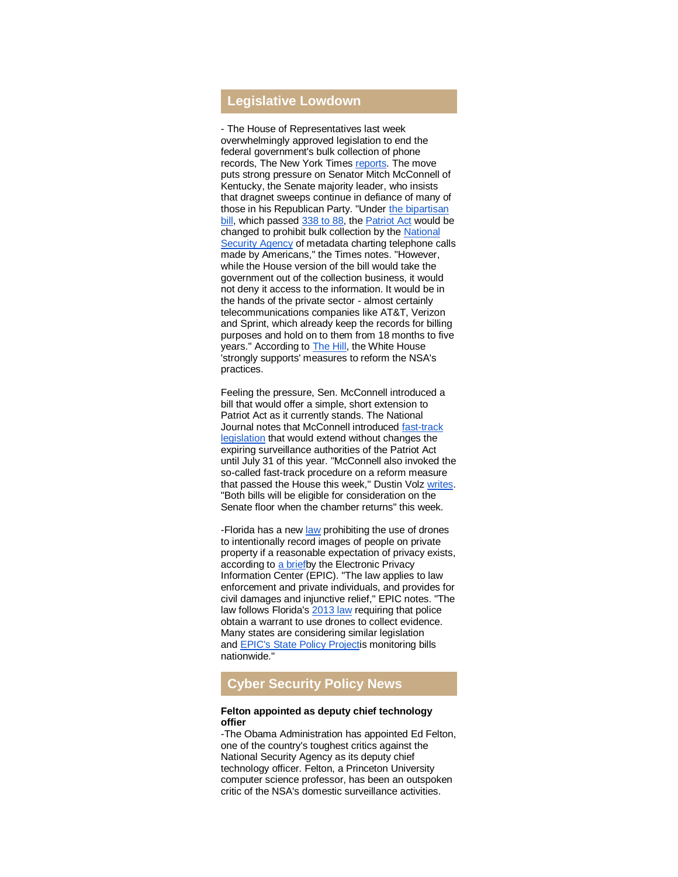## Legislative Lowdown

- The House of Representatives last week overwhelmingly approved legislation to end the federal government's bulk collection of phone records, The New York Times reports. The move puts strong pressure on Senator Mitch McConnell of Kentucky, the Senate majority leader, who insists that dragnet sweeps continue in defiance of many of those in his Republican Party. "Under the bipartisan bill, which passed 338 to 88, the Patriot Act would be changed to prohibit bulk collection by the National Security Agency of metadata charting telephone calls made by Americans," the Times notes. "However, while the House version of the bill would take the government out of the collection business, it would not deny it access to the information. It would be in the hands of the private sector - almost certainly telecommunications companies like AT&T, Verizon and Sprint, which already keep the records for billing purposes and hold on to them from 18 months to five years." According to The Hill, the White House 'strongly supports' measures to reform the NSA's practices.

Feeling the pressure, Sen. McConnell introduced a bill that would offer a simple, short extension to Patriot Act as it currently stands. The National Journal notes that McConnell introduced fast-track legislation that would extend without changes the expiring surveillance authorities of the Patriot Act until July 31 of this year. "McConnell also invoked the so-called fast-track procedure on a reform measure that passed the House this week," Dustin Volz writes. "Both bills will be eligible for consideration on the Senate floor when the chamber returns" this week.

-Florida has a new law prohibiting the use of drones to intentionally record images of people on private property if a reasonable expectation of privacy exists, according to a briefby the Electronic Privacy Information Center (EPIC). "The law applies to law enforcement and private individuals, and provides for civil damages and injunctive relief," EPIC notes. "The law follows Florida's 2013 law requiring that police obtain a warrant to use drones to collect evidence. Many states are considering similar legislation and EPIC's State Policy Projectis monitoring bills nationwide."

## Cyber Security Policy News

**Felton appointed as deputy chief technology offier**

-The Obama Administration has appointed Ed Felton, one of the country's toughest critics against the National Security Agency as its deputy chief technology officer. Felton, a Princeton University computer science professor, has been an outspoken critic of the NSA's domestic surveillance activities.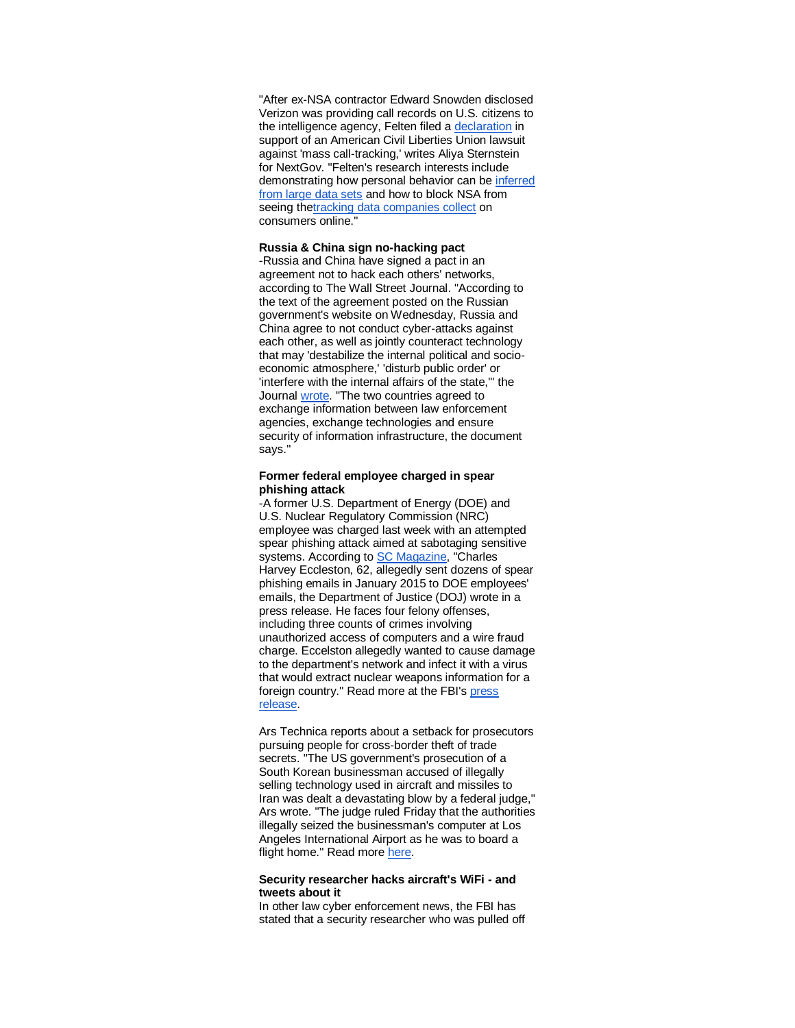"After ex-NSA contractor Edward Snowden disclosed Verizon was providing call records on U.S. citizens to the intelligence agency, Felten filed a declaration in support of an American Civil Liberties Union lawsuit against 'mass call-tracking,' writes Aliya Sternstein for NextGov. "Felten's research interests include demonstrating how personal behavior can be inferred from large data sets and how to block NSA from seeing thetracking data companies collect on consumers online."

**Russia & China sign no-hacking pact**

-Russia and China have signed a pact in an agreement not to hack each others' networks, according to The Wall Street Journal. "According to the text of the agreement posted on the Russian government's website on Wednesday, Russia and China agree to not conduct cyber-attacks against each other, as well as jointly counteract technology that may 'destabilize the internal political and socio-economic atmosphere,' 'disturb public order' or 'interfere with the internal affairs of the state,'" the Journal wrote. "The two countries agreed to exchange information between law enforcement agencies, exchange technologies and ensure security of information infrastructure, the document says."

**Former federal employee charged in spear phishing attack**

-A former U.S. Department of Energy (DOE) and U.S. Nuclear Regulatory Commission (NRC) employee was charged last week with an attempted spear phishing attack aimed at sabotaging sensitive systems. According to SC Magazine, "Charles Harvey Eccleston, 62, allegedly sent dozens of spear phishing emails in January 2015 to DOE employees' emails, the Department of Justice (DOJ) wrote in a press release. He faces four felony offenses, including three counts of crimes involving unauthorized access of computers and a wire fraud charge. Eccelston allegedly wanted to cause damage to the department's network and infect it with a virus that would extract nuclear weapons information for a foreign country." Read more at the FBI's press release.

Ars Technica reports about a setback for prosecutors pursuing people for cross-border theft of trade secrets. "The US government's prosecution of a South Korean businessman accused of illegally selling technology used in aircraft and missiles to Iran was dealt a devastating blow by a federal judge," Ars wrote. "The judge ruled Friday that the authorities illegally seized the businessman's computer at Los Angeles International Airport as he was to board a flight home." Read more here.

**Security researcher hacks aircraft's WiFi - and tweets about it**

In other law cyber enforcement news, the FBI has stated that a security researcher who was pulled off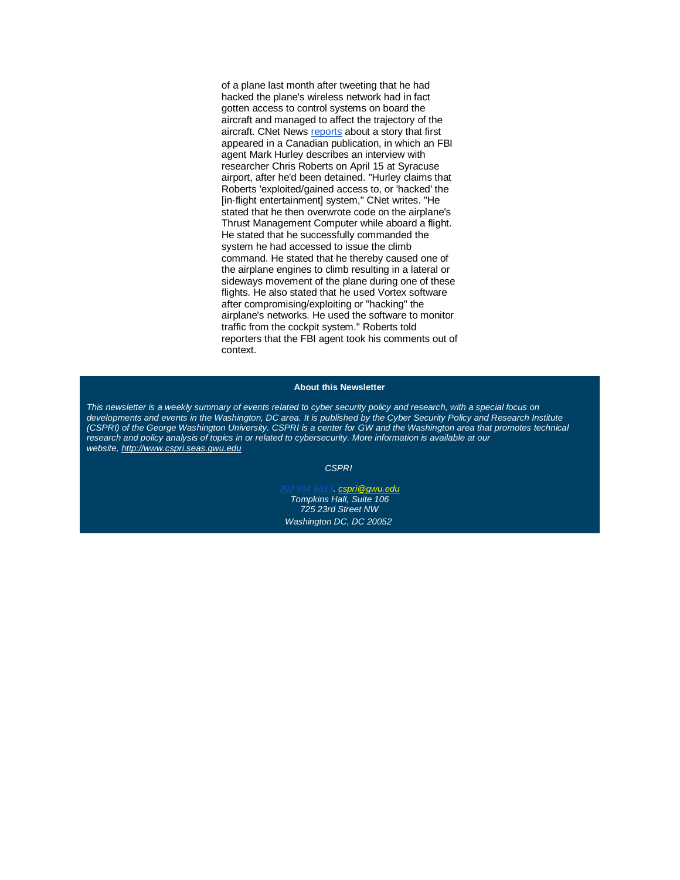of a plane last month after tweeting that he had hacked the plane's wireless network had in fact gotten access to control systems on board the aircraft and managed to affect the trajectory of the aircraft. CNet News [reports](#) about a story that first appeared in a Canadian publication, in which an FBI agent Mark Hurley describes an interview with researcher Chris Roberts on April 15 at Syracuse airport, after he'd been detained. "Hurley claims that Roberts 'exploited/gained access to, or 'hacked' the [in-flight entertainment] system," CNet writes. "He stated that he then overwrote code on the airplane's Thrust Management Computer while aboard a flight. He stated that he successfully commanded the system he had accessed to issue the climb command. He stated that he thereby caused one of the airplane engines to climb resulting in a lateral or sideways movement of the plane during one of these flights. He also stated that he used Vortex software after compromising/exploiting or "hacking" the airplane's networks. He used the software to monitor traffic from the cockpit system." Roberts told reporters that the FBI agent took his comments out of context.

**About this Newsletter**

*This newsletter is a weekly summary of events related to cyber security policy and research, with a special focus on developments and events in the Washington, DC area. It is published by the Cyber Security Policy and Research Institute (CSPRI) of the George Washington University. CSPRI is a center for GW and the Washington area that promotes technical research and policy analysis of topics in or related to cybersecurity. More information is available at our website, [http://www.cspri.seas.gwu.edu](http://www.cspri.seas.gwu.edu)*

*CSPRI*

*202 994 5613, cspri@gwu.edu*
*Tompkins Hall, Suite 106*
*725 23rd Street NW*
*Washington DC, DC 20052*